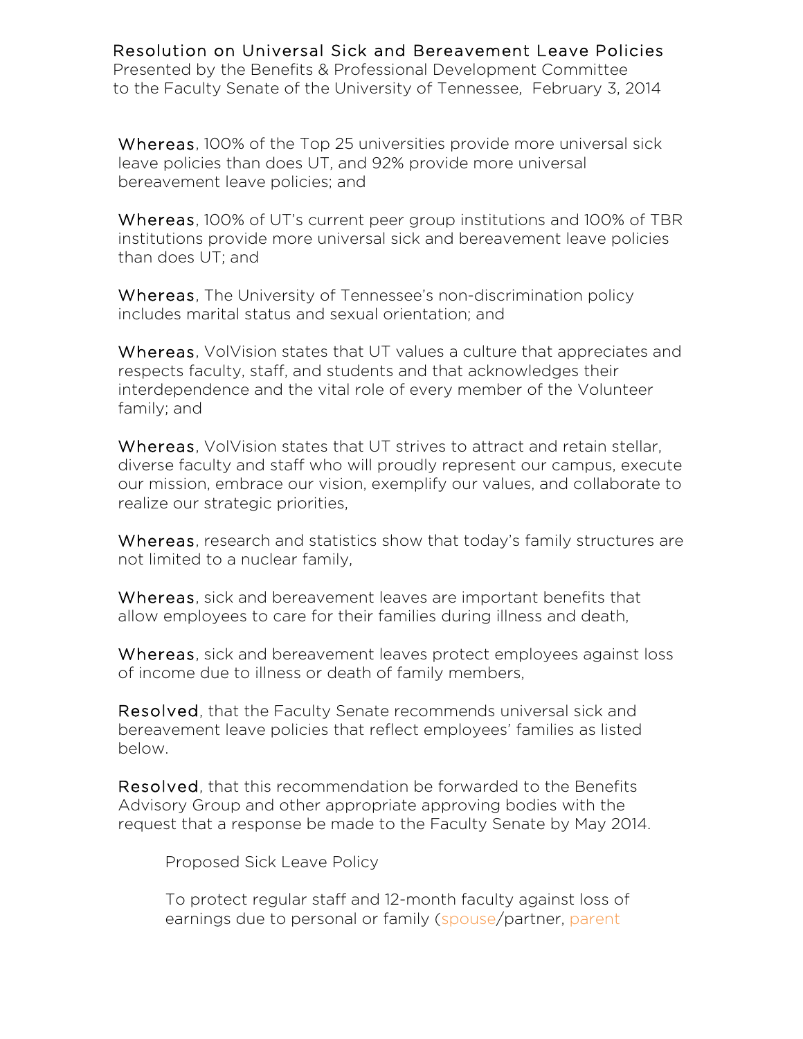# Resolution on Universal Sick and Bereavement Leave Policies

Presented by the Benefits & Professional Development Committee
to the Faculty Senate of the University of Tennessee, February 3, 2014

**Whereas**, 100% of the Top 25 universities provide more universal sick leave policies than does UT, and 92% provide more universal bereavement leave policies; and

**Whereas**, 100% of UT's current peer group institutions and 100% of TBR institutions provide more universal sick and bereavement leave policies than does UT; and

**Whereas**, The University of Tennessee's non-discrimination policy includes marital status and sexual orientation; and

**Whereas**, VolVision states that UT values a culture that appreciates and respects faculty, staff, and students and that acknowledges their interdependence and the vital role of every member of the Volunteer family; and

**Whereas**, VolVision states that UT strives to attract and retain stellar, diverse faculty and staff who will proudly represent our campus, execute our mission, embrace our vision, exemplify our values, and collaborate to realize our strategic priorities,

**Whereas**, research and statistics show that today's family structures are not limited to a nuclear family,

**Whereas**, sick and bereavement leaves are important benefits that allow employees to care for their families during illness and death,

**Whereas**, sick and bereavement leaves protect employees against loss of income due to illness or death of family members,

**Resolved**, that the Faculty Senate recommends universal sick and bereavement leave policies that reflect employees' families as listed below.

**Resolved**, that this recommendation be forwarded to the Benefits Advisory Group and other appropriate approving bodies with the request that a response be made to the Faculty Senate by May 2014.

Proposed Sick Leave Policy

To protect regular staff and 12-month faculty against loss of earnings due to personal or family (spouse/partner, parent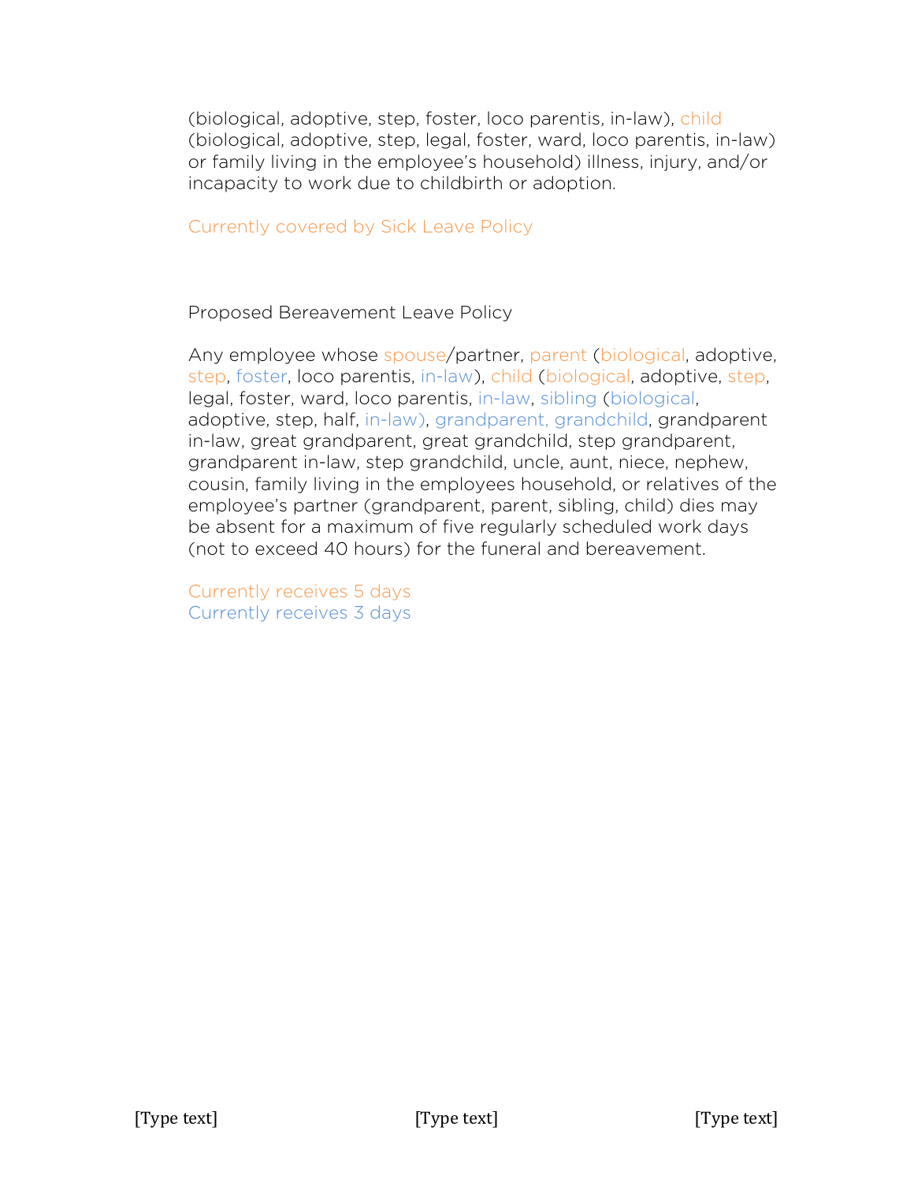(biological, adoptive, step, foster, loco parentis, in-law), child (biological, adoptive, step, legal, foster, ward, loco parentis, in-law) or family living in the employee's household) illness, injury, and/or incapacity to work due to childbirth or adoption.

Currently covered by Sick Leave Policy

Proposed Bereavement Leave Policy

Any employee whose spouse/partner, parent (biological, adoptive, step, foster, loco parentis, in-law), child (biological, adoptive, step, legal, foster, ward, loco parentis, in-law, sibling (biological, adoptive, step, half, in-law), grandparent, grandchild, grandparent in-law, great grandparent, great grandchild, step grandparent, grandparent in-law, step grandchild, uncle, aunt, niece, nephew, cousin, family living in the employees household, or relatives of the employee's partner (grandparent, parent, sibling, child) dies may be absent for a maximum of five regularly scheduled work days (not to exceed 40 hours) for the funeral and bereavement.

Currently receives 5 days
Currently receives 3 days